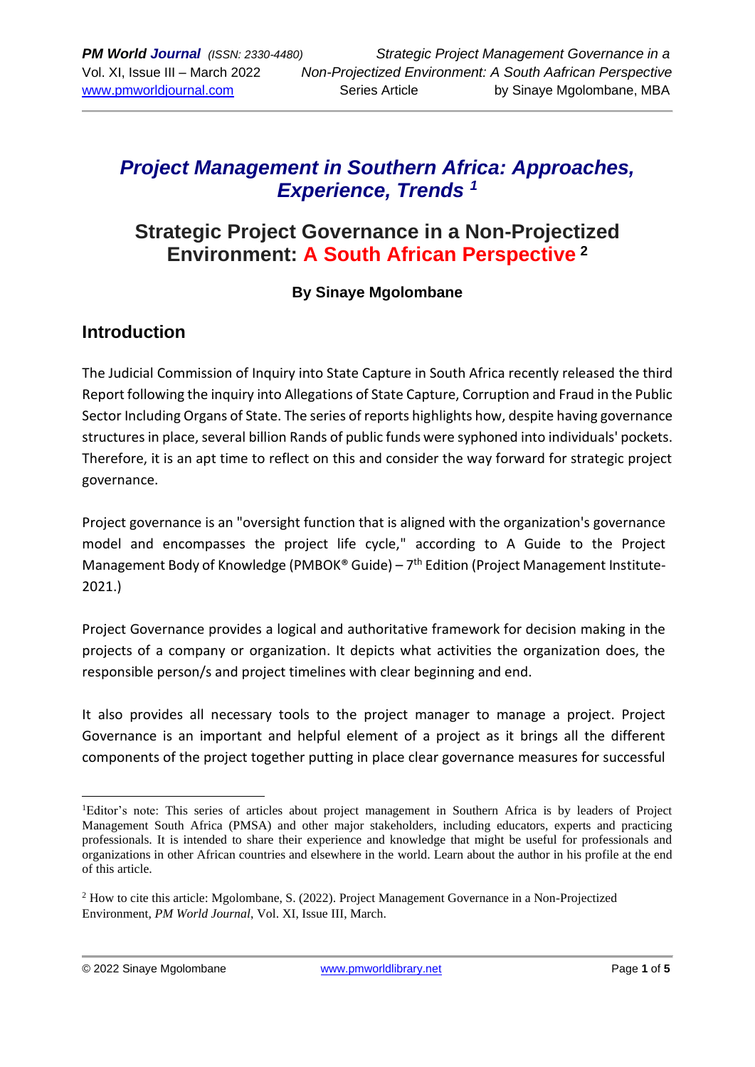# *Project Management in Southern Africa: Approaches, Experience, Trends* [1]

## Strategic Project Governance in a Non-Projectized Environment: A South African Perspective [2]

**By Sinaye Mgolombane**

## Introduction

The Judicial Commission of Inquiry into State Capture in South Africa recently released the third Report following the inquiry into Allegations of State Capture, Corruption and Fraud in the Public Sector Including Organs of State. The series of reports highlights how, despite having governance structures in place, several billion Rands of public funds were syphoned into individuals' pockets. Therefore, it is an apt time to reflect on this and consider the way forward for strategic project governance.

Project governance is an "oversight function that is aligned with the organization's governance model and encompasses the project life cycle," according to A Guide to the Project Management Body of Knowledge (PMBOK® Guide) – 7th Edition (Project Management Institute-2021.)

Project Governance provides a logical and authoritative framework for decision making in the projects of a company or organization. It depicts what activities the organization does, the responsible person/s and project timelines with clear beginning and end.

It also provides all necessary tools to the project manager to manage a project. Project Governance is an important and helpful element of a project as it brings all the different components of the project together putting in place clear governance measures for successful

---

[1] Editor's note: This series of articles about project management in Southern Africa is by leaders of Project Management South Africa (PMSA) and other major stakeholders, including educators, experts and practicing professionals. It is intended to share their experience and knowledge that might be useful for professionals and organizations in other African countries and elsewhere in the world. Learn about the author in his profile at the end of this article.

[2] How to cite this article: Mgolombane, S. (2022). Project Management Governance in a Non-Projectized Environment, *PM World Journal*, Vol. XI, Issue III, March.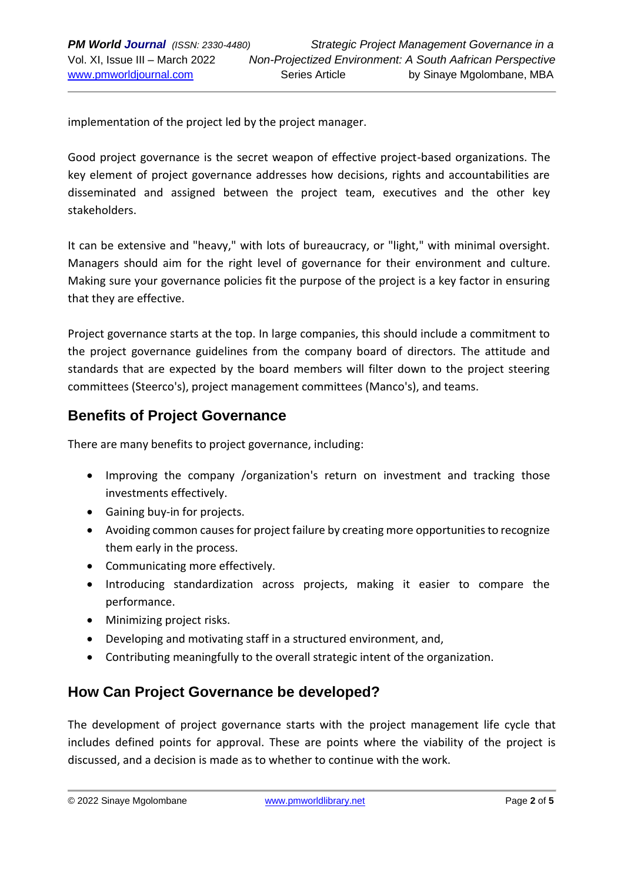implementation of the project led by the project manager.

Good project governance is the secret weapon of effective project-based organizations. The key element of project governance addresses how decisions, rights and accountabilities are disseminated and assigned between the project team, executives and the other key stakeholders.

It can be extensive and "heavy," with lots of bureaucracy, or "light," with minimal oversight. Managers should aim for the right level of governance for their environment and culture. Making sure your governance policies fit the purpose of the project is a key factor in ensuring that they are effective.

Project governance starts at the top. In large companies, this should include a commitment to the project governance guidelines from the company board of directors. The attitude and standards that are expected by the board members will filter down to the project steering committees (Steerco's), project management committees (Manco's), and teams.

## Benefits of Project Governance

There are many benefits to project governance, including:

- Improving the company /organization's return on investment and tracking those investments effectively.
- Gaining buy-in for projects.
- Avoiding common causes for project failure by creating more opportunities to recognize them early in the process.
- Communicating more effectively.
- Introducing standardization across projects, making it easier to compare the performance.
- Minimizing project risks.
- Developing and motivating staff in a structured environment, and,
- Contributing meaningfully to the overall strategic intent of the organization.

## How Can Project Governance be developed?

The development of project governance starts with the project management life cycle that includes defined points for approval. These are points where the viability of the project is discussed, and a decision is made as to whether to continue with the work.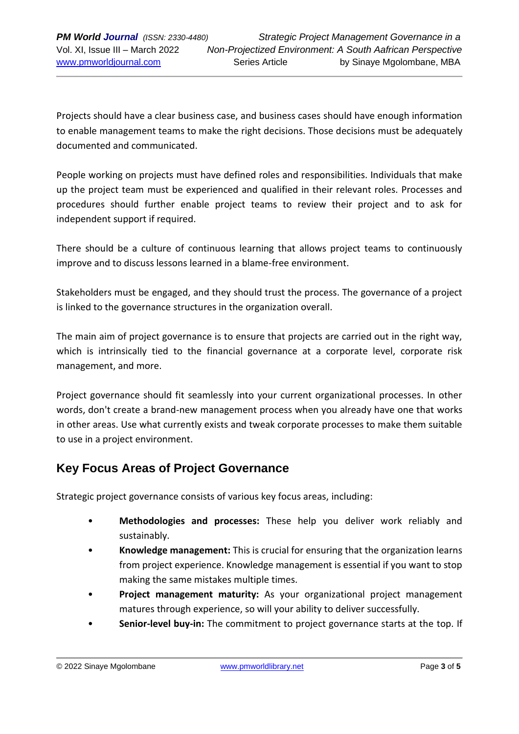Projects should have a clear business case, and business cases should have enough information to enable management teams to make the right decisions. Those decisions must be adequately documented and communicated.

People working on projects must have defined roles and responsibilities. Individuals that make up the project team must be experienced and qualified in their relevant roles. Processes and procedures should further enable project teams to review their project and to ask for independent support if required.

There should be a culture of continuous learning that allows project teams to continuously improve and to discuss lessons learned in a blame-free environment.

Stakeholders must be engaged, and they should trust the process. The governance of a project is linked to the governance structures in the organization overall.

The main aim of project governance is to ensure that projects are carried out in the right way, which is intrinsically tied to the financial governance at a corporate level, corporate risk management, and more.

Project governance should fit seamlessly into your current organizational processes. In other words, don't create a brand-new management process when you already have one that works in other areas. Use what currently exists and tweak corporate processes to make them suitable to use in a project environment.

## Key Focus Areas of Project Governance

Strategic project governance consists of various key focus areas, including:

- **Methodologies and processes:** These help you deliver work reliably and sustainably.
- **Knowledge management:** This is crucial for ensuring that the organization learns from project experience. Knowledge management is essential if you want to stop making the same mistakes multiple times.
- **Project management maturity:** As your organizational project management matures through experience, so will your ability to deliver successfully.
- **Senior-level buy-in:** The commitment to project governance starts at the top. If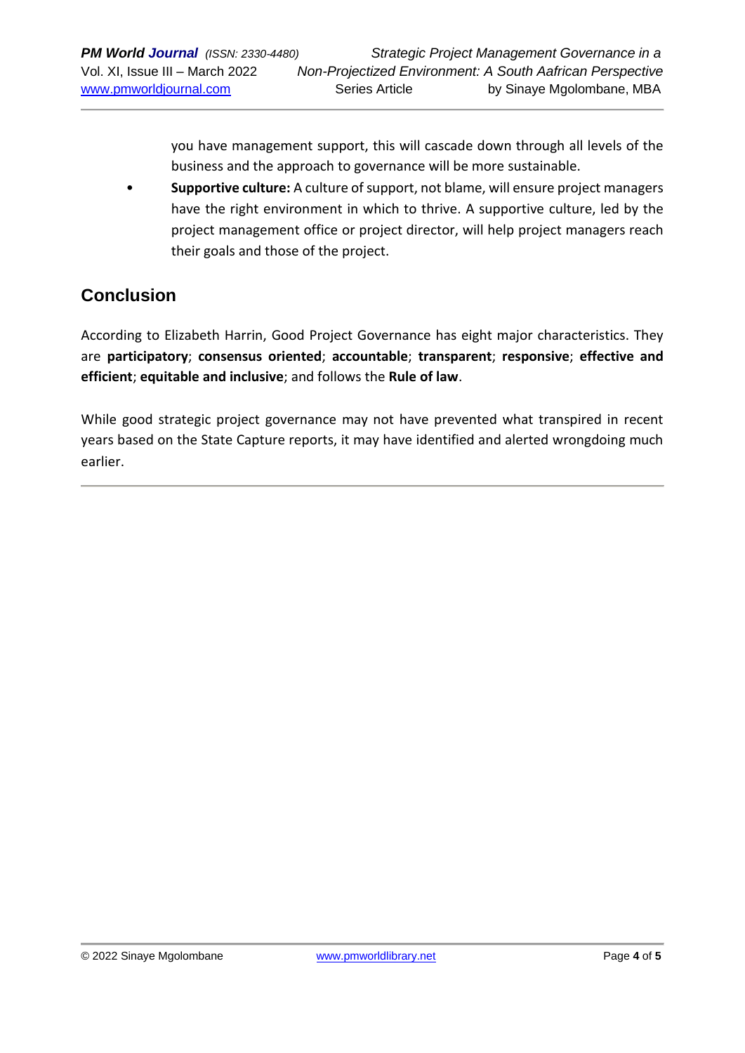you have management support, this will cascade down through all levels of the business and the approach to governance will be more sustainable.

- **Supportive culture:** A culture of support, not blame, will ensure project managers have the right environment in which to thrive. A supportive culture, led by the project management office or project director, will help project managers reach their goals and those of the project.

## Conclusion

According to Elizabeth Harrin, Good Project Governance has eight major characteristics. They are **participatory**; **consensus oriented**; **accountable**; **transparent**; **responsive**; **effective and efficient**; **equitable and inclusive**; and follows the **Rule of law**.

While good strategic project governance may not have prevented what transpired in recent years based on the State Capture reports, it may have identified and alerted wrongdoing much earlier.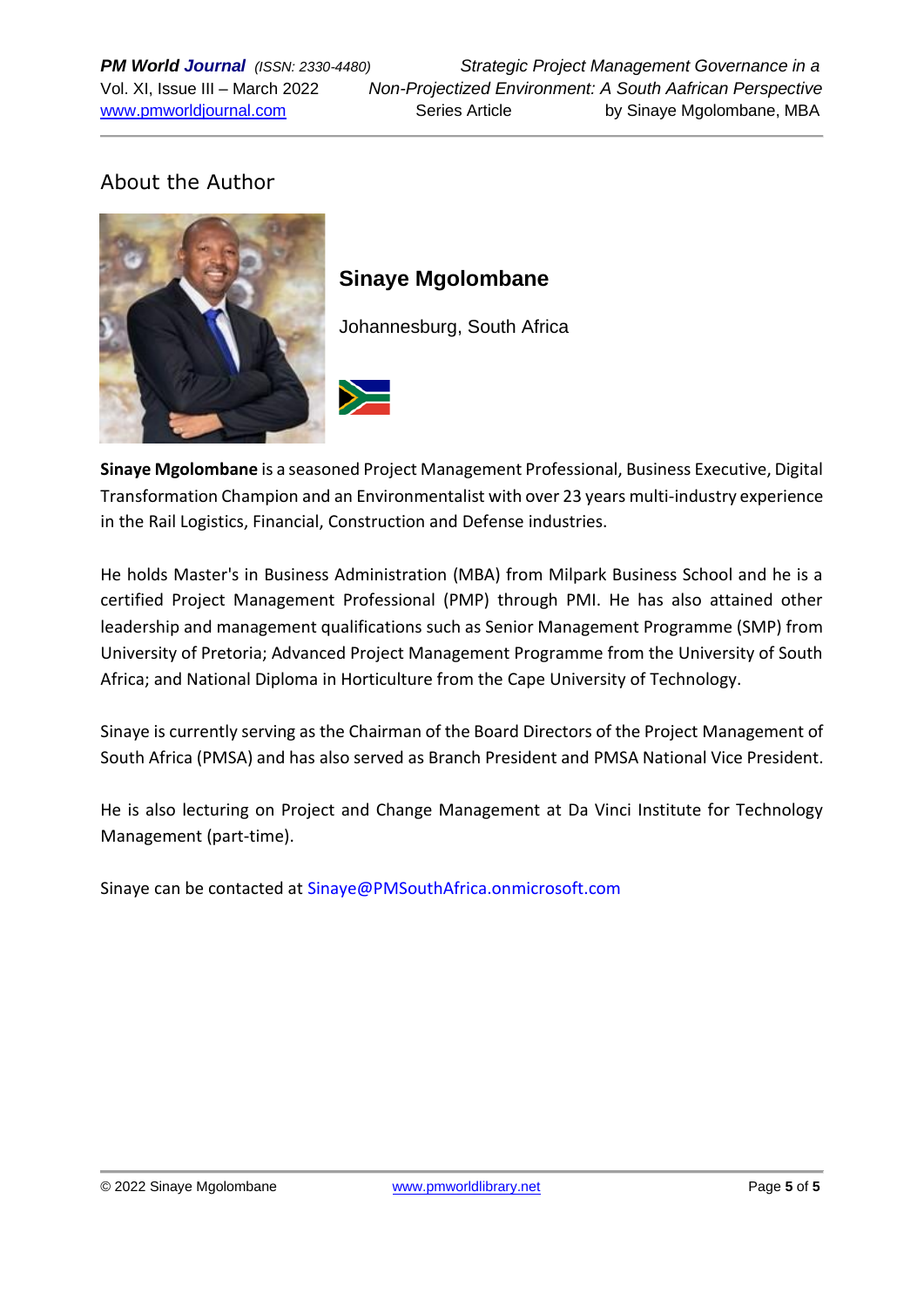## About the Author

### Sinaye Mgolombane

Johannesburg, South Africa

**Sinaye Mgolombane** is a seasoned Project Management Professional, Business Executive, Digital Transformation Champion and an Environmentalist with over 23 years multi-industry experience in the Rail Logistics, Financial, Construction and Defense industries.

He holds Master's in Business Administration (MBA) from Milpark Business School and he is a certified Project Management Professional (PMP) through PMI. He has also attained other leadership and management qualifications such as Senior Management Programme (SMP) from University of Pretoria; Advanced Project Management Programme from the University of South Africa; and National Diploma in Horticulture from the Cape University of Technology.

Sinaye is currently serving as the Chairman of the Board Directors of the Project Management of South Africa (PMSA) and has also served as Branch President and PMSA National Vice President.

He is also lecturing on Project and Change Management at Da Vinci Institute for Technology Management (part-time).

Sinaye can be contacted at Sinaye@PMSouthAfrica.onmicrosoft.com